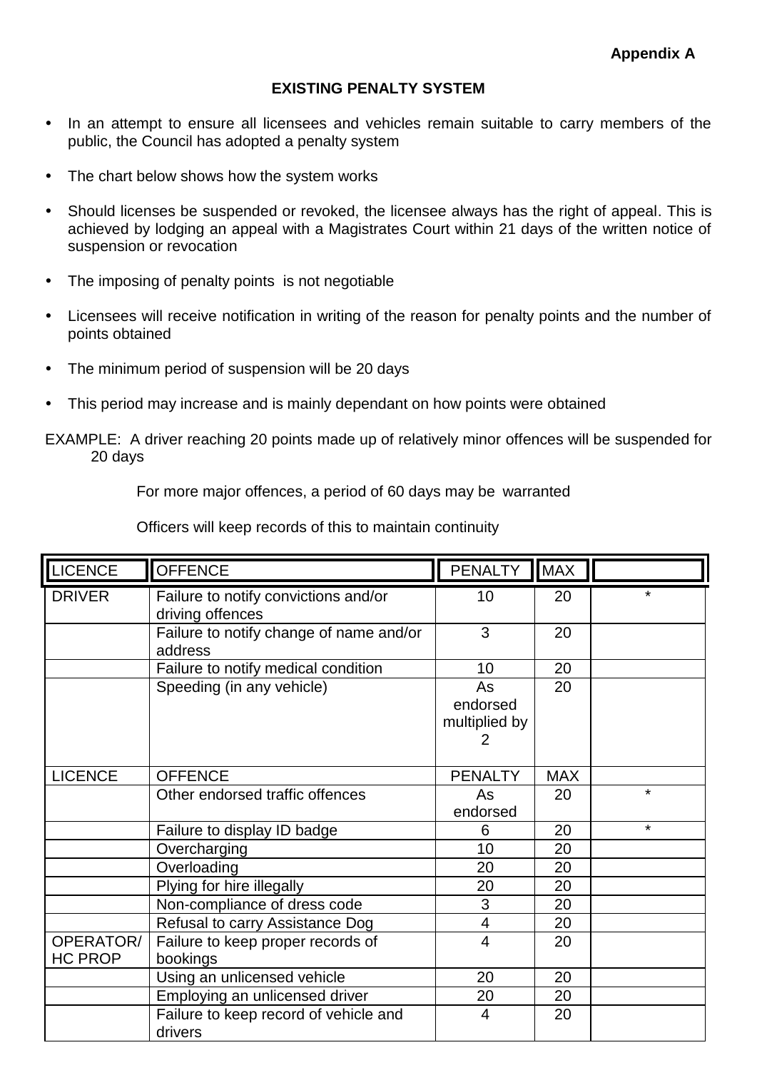**Appendix A**

**EXISTING PENALTY SYSTEM**

- In an attempt to ensure all licensees and vehicles remain suitable to carry members of the public, the Council has adopted a penalty system
- The chart below shows how the system works
- Should licenses be suspended or revoked, the licensee always has the right of appeal. This is achieved by lodging an appeal with a Magistrates Court within 21 days of the written notice of suspension or revocation
- The imposing of penalty points is not negotiable
- Licensees will receive notification in writing of the reason for penalty points and the number of points obtained
- The minimum period of suspension will be 20 days
- This period may increase and is mainly dependant on how points were obtained

EXAMPLE: A driver reaching 20 points made up of relatively minor offences will be suspended for 20 days

For more major offences, a period of 60 days may be warranted

Officers will keep records of this to maintain continuity

| LICENCE | OFFENCE | PENALTY | MAX | |
|---|---|---|---|---|
| DRIVER | Failure to notify convictions and/or driving offences | 10 | 20 | * |
| | Failure to notify change of name and/or address | 3 | 20 | |
| | Failure to notify medical condition | 10 | 20 | |
| | Speeding (in any vehicle) | As endorsed multiplied by 2 | 20 | |
| LICENCE | OFFENCE | PENALTY | MAX | |
| | Other endorsed traffic offences | As endorsed | 20 | * |
| | Failure to display ID badge | 6 | 20 | * |
| | Overcharging | 10 | 20 | |
| | Overloading | 20 | 20 | |
| | Plying for hire illegally | 20 | 20 | |
| | Non-compliance of dress code | 3 | 20 | |
| | Refusal to carry Assistance Dog | 4 | 20 | |
| OPERATOR/ HC PROP | Failure to keep proper records of bookings | 4 | 20 | |
| | Using an unlicensed vehicle | 20 | 20 | |
| | Employing an unlicensed driver | 20 | 20 | |
| | Failure to keep record of vehicle and drivers | 4 | 20 | |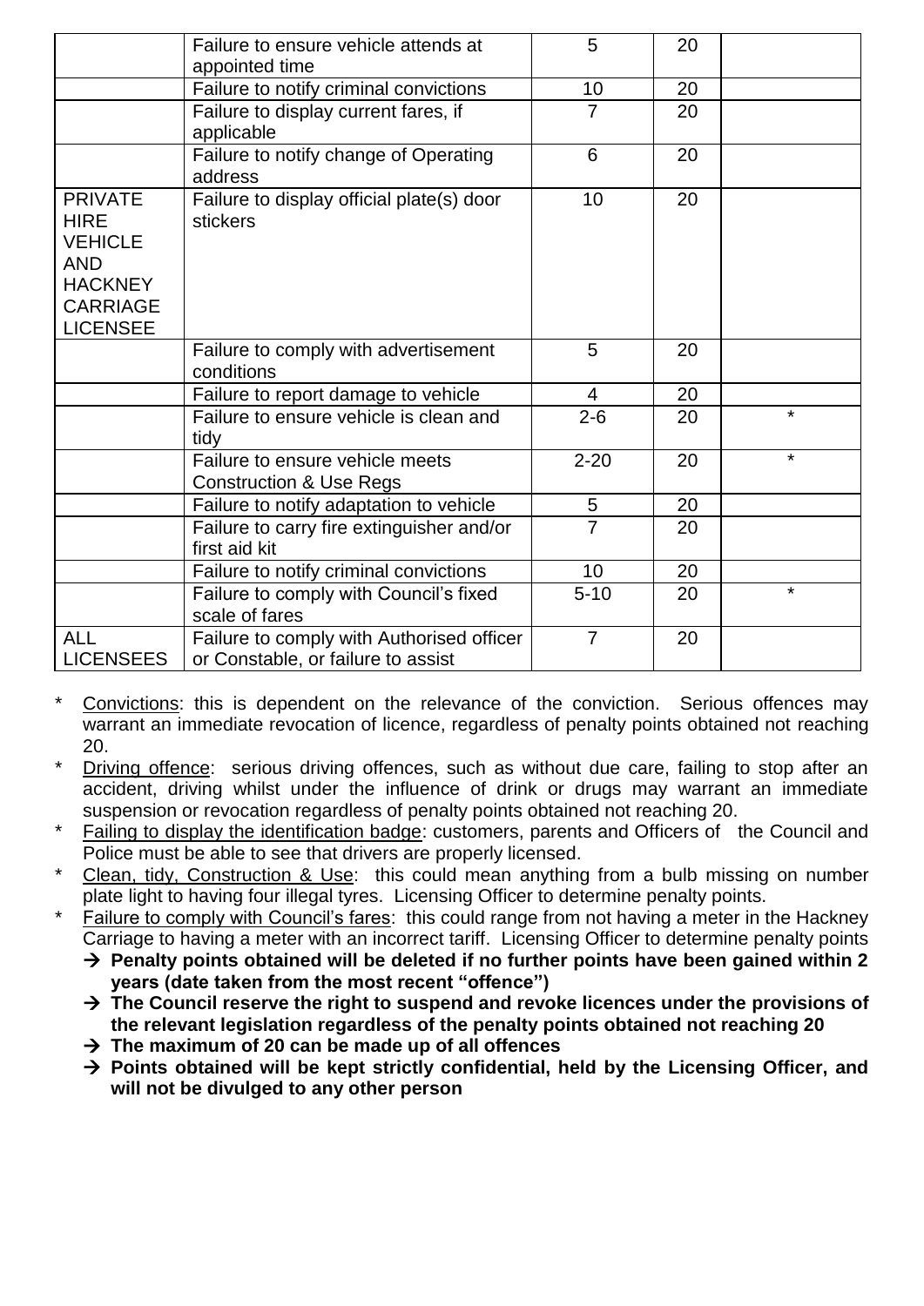| | | | | |
|---|---|---|---|---|
| | Failure to ensure vehicle attends at appointed time | 5 | 20 | |
| | Failure to notify criminal convictions | 10 | 20 | |
| | Failure to display current fares, if applicable | 7 | 20 | |
| | Failure to notify change of Operating address | 6 | 20 | |
| PRIVATE HIRE VEHICLE AND HACKNEY CARRIAGE LICENSEE | Failure to display official plate(s) door stickers | 10 | 20 | |
| | Failure to comply with advertisement conditions | 5 | 20 | |
| | Failure to report damage to vehicle | 4 | 20 | |
| | Failure to ensure vehicle is clean and tidy | 2-6 | 20 | * |
| | Failure to ensure vehicle meets Construction & Use Regs | 2-20 | 20 | * |
| | Failure to notify adaptation to vehicle | 5 | 20 | |
| | Failure to carry fire extinguisher and/or first aid kit | 7 | 20 | |
| | Failure to notify criminal convictions | 10 | 20 | |
| | Failure to comply with Council's fixed scale of fares | 5-10 | 20 | * |
| ALL LICENSEES | Failure to comply with Authorised officer or Constable, or failure to assist | 7 | 20 | |

\* Convictions: this is dependent on the relevance of the conviction. Serious offences may warrant an immediate revocation of licence, regardless of penalty points obtained not reaching 20.

\* Driving offence: serious driving offences, such as without due care, failing to stop after an accident, driving whilst under the influence of drink or drugs may warrant an immediate suspension or revocation regardless of penalty points obtained not reaching 20.

\* Failing to display the identification badge: customers, parents and Officers of the Council and Police must be able to see that drivers are properly licensed.

\* Clean, tidy, Construction & Use: this could mean anything from a bulb missing on number plate light to having four illegal tyres. Licensing Officer to determine penalty points.

\* Failure to comply with Council's fares: this could range from not having a meter in the Hackney Carriage to having a meter with an incorrect tariff. Licensing Officer to determine penalty points

- → **Penalty points obtained will be deleted if no further points have been gained within 2 years (date taken from the most recent "offence")**
- → **The Council reserve the right to suspend and revoke licences under the provisions of the relevant legislation regardless of the penalty points obtained not reaching 20**
- → **The maximum of 20 can be made up of all offences**
- → **Points obtained will be kept strictly confidential, held by the Licensing Officer, and will not be divulged to any other person**